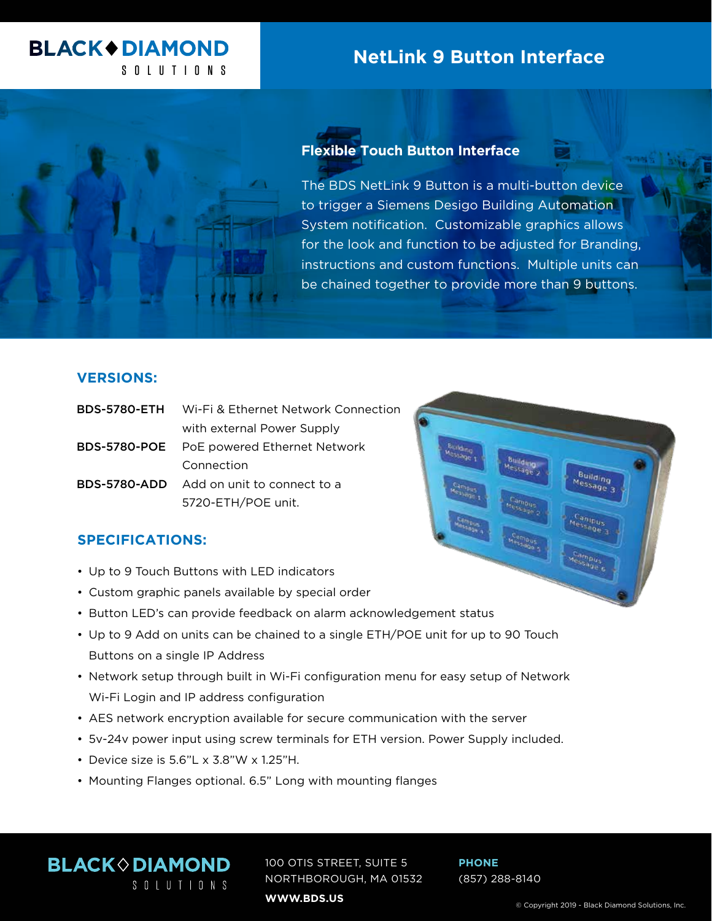BLACK♦DIAMOND SOLUTIONS

# NetLink 9 Button Interface

## Flexible Touch Button Interface

The BDS NetLink 9 Button is a multi-button device to trigger a Siemens Desigo Building Automation System notification. Customizable graphics allows for the look and function to be adjusted for Branding, instructions and custom functions. Multiple units can be chained together to provide more than 9 buttons.

## VERSIONS:

| | |
|---|---|
| **BDS-5780-ETH** | Wi-Fi & Ethernet Network Connection with external Power Supply |
| **BDS-5780-POE** | PoE powered Ethernet Network Connection |
| **BDS-5780-ADD** | Add on unit to connect to a 5720-ETH/POE unit. |

## SPECIFICATIONS:

- Up to 9 Touch Buttons with LED indicators
- Custom graphic panels available by special order
- Button LED's can provide feedback on alarm acknowledgement status
- Up to 9 Add on units can be chained to a single ETH/POE unit for up to 90 Touch Buttons on a single IP Address
- Network setup through built in Wi-Fi configuration menu for easy setup of Network Wi-Fi Login and IP address configuration
- AES network encryption available for secure communication with the server
- 5v-24v power input using screw terminals for ETH version. Power Supply included.
- Device size is 5.6"L x 3.8"W x 1.25"H.
- Mounting Flanges optional. 6.5" Long with mounting flanges

BLACK◇DIAMOND SOLUTIONS

100 OTIS STREET, SUITE 5
NORTHBOROUGH, MA 01532

**WWW.BDS.US**

**PHONE**
(857) 288-8140

© Copyright 2019 - Black Diamond Solutions, Inc.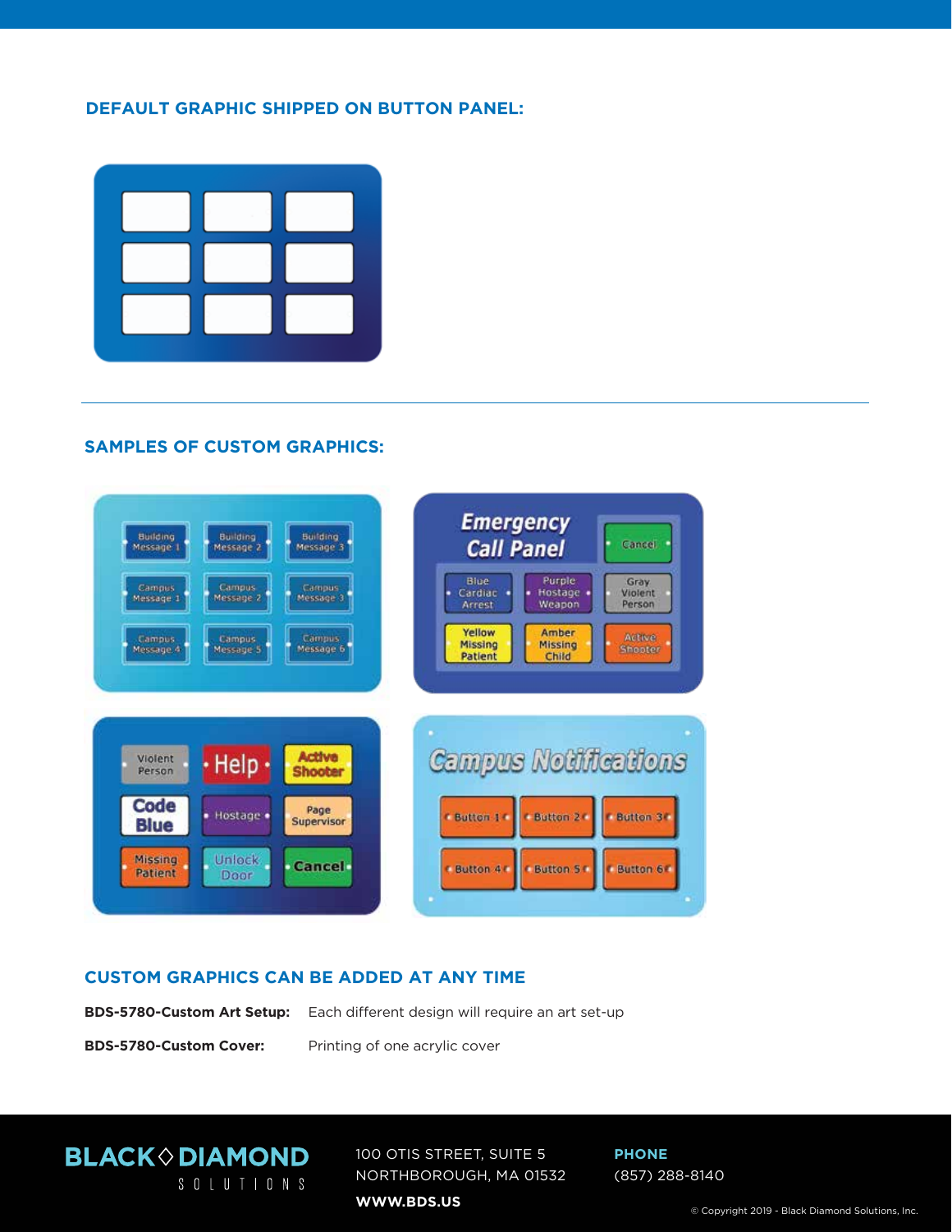## DEFAULT GRAPHIC SHIPPED ON BUTTON PANEL:

---

## SAMPLES OF CUSTOM GRAPHICS:

## CUSTOM GRAPHICS CAN BE ADDED AT ANY TIME

**BDS-5780-Custom Art Setup:** Each different design will require an art set-up

**BDS-5780-Custom Cover:** Printing of one acrylic cover

BLACK ◇ DIAMOND SOLUTIONS

100 OTIS STREET, SUITE 5
NORTHBOROUGH, MA 01532

**WWW.BDS.US**

**PHONE**
(857) 288-8140

© Copyright 2019 - Black Diamond Solutions, Inc.